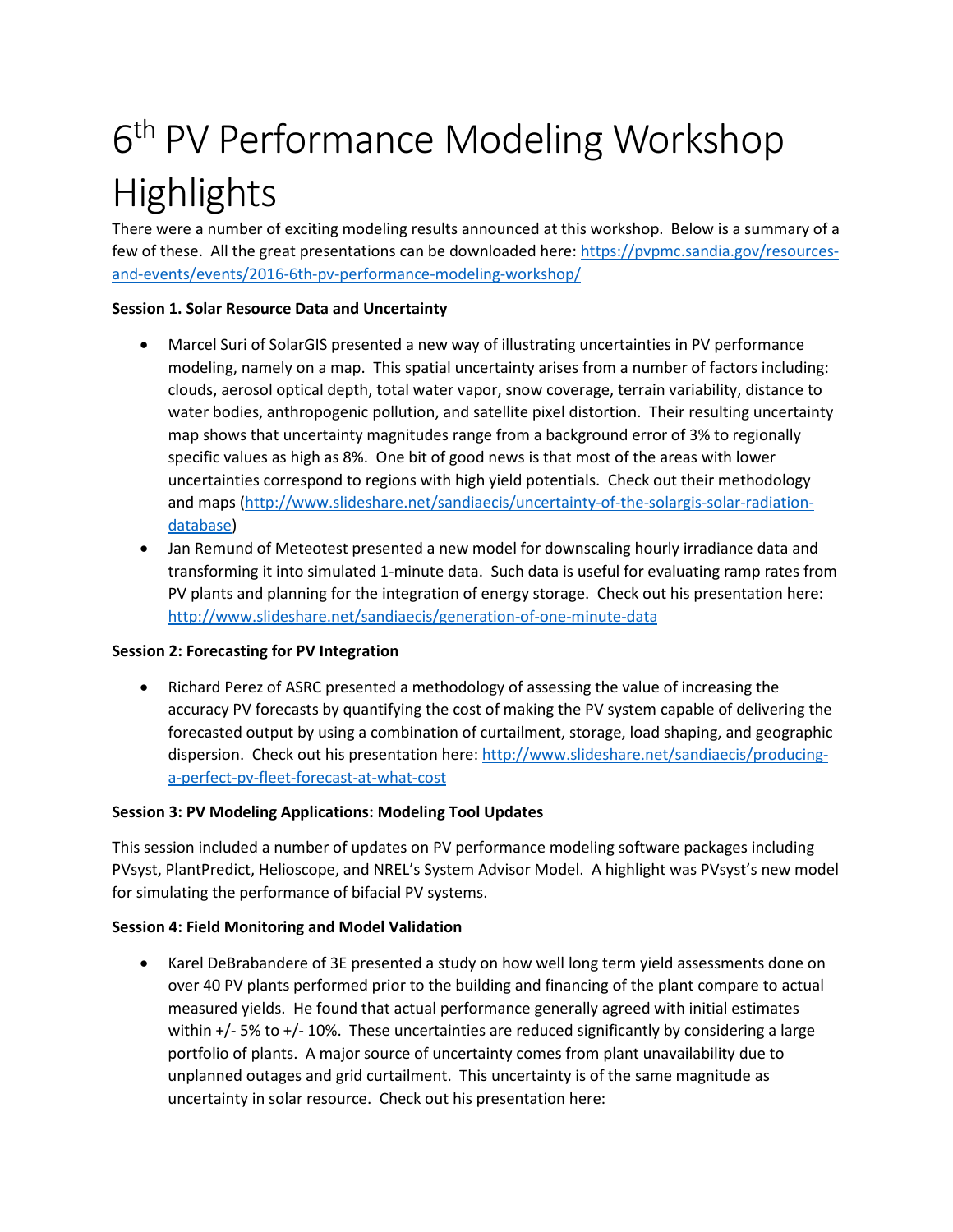# 6th PV Performance Modeling Workshop Highlights

There were a number of exciting modeling results announced at this workshop. Below is a summary of a few of these. All the great presentations can be downloaded here: https://pvpmc.sandia.gov/resources-and-events/events/2016-6th-pv-performance-modeling-workshop/

**Session 1. Solar Resource Data and Uncertainty**

- Marcel Suri of SolarGIS presented a new way of illustrating uncertainties in PV performance modeling, namely on a map. This spatial uncertainty arises from a number of factors including: clouds, aerosol optical depth, total water vapor, snow coverage, terrain variability, distance to water bodies, anthropogenic pollution, and satellite pixel distortion. Their resulting uncertainty map shows that uncertainty magnitudes range from a background error of 3% to regionally specific values as high as 8%. One bit of good news is that most of the areas with lower uncertainties correspond to regions with high yield potentials. Check out their methodology and maps (http://www.slideshare.net/sandiaecis/uncertainty-of-the-solargis-solar-radiation-database)
- Jan Remund of Meteotest presented a new model for downscaling hourly irradiance data and transforming it into simulated 1-minute data. Such data is useful for evaluating ramp rates from PV plants and planning for the integration of energy storage. Check out his presentation here: http://www.slideshare.net/sandiaecis/generation-of-one-minute-data

**Session 2: Forecasting for PV Integration**

- Richard Perez of ASRC presented a methodology of assessing the value of increasing the accuracy PV forecasts by quantifying the cost of making the PV system capable of delivering the forecasted output by using a combination of curtailment, storage, load shaping, and geographic dispersion. Check out his presentation here: http://www.slideshare.net/sandiaecis/producing-a-perfect-pv-fleet-forecast-at-what-cost

**Session 3: PV Modeling Applications: Modeling Tool Updates**

This session included a number of updates on PV performance modeling software packages including PVsyst, PlantPredict, Helioscope, and NREL's System Advisor Model. A highlight was PVsyst's new model for simulating the performance of bifacial PV systems.

**Session 4: Field Monitoring and Model Validation**

- Karel DeBrabandere of 3E presented a study on how well long term yield assessments done on over 40 PV plants performed prior to the building and financing of the plant compare to actual measured yields. He found that actual performance generally agreed with initial estimates within +/- 5% to +/- 10%. These uncertainties are reduced significantly by considering a large portfolio of plants. A major source of uncertainty comes from plant unavailability due to unplanned outages and grid curtailment. This uncertainty is of the same magnitude as uncertainty in solar resource. Check out his presentation here: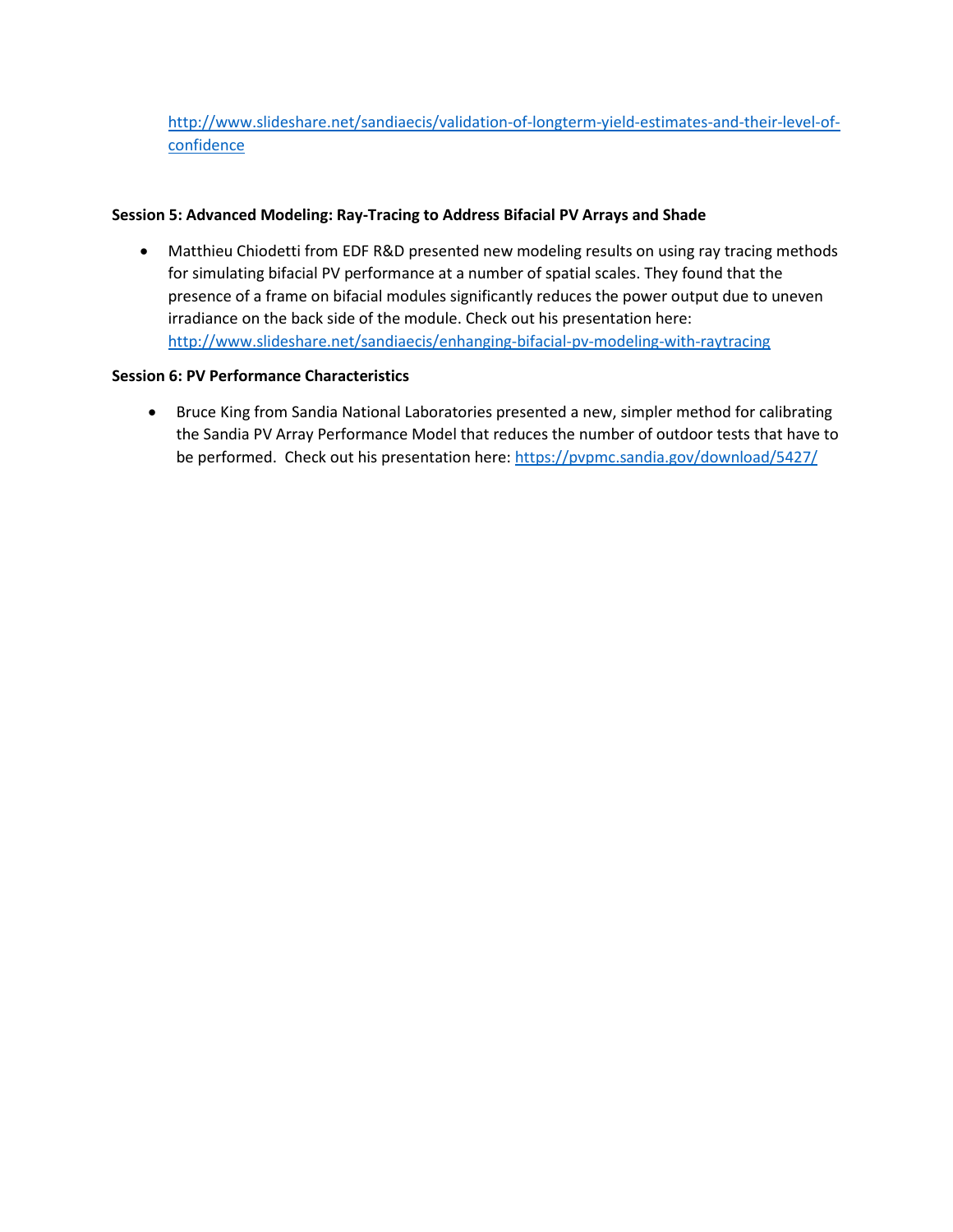http://www.slideshare.net/sandiaecis/validation-of-longterm-yield-estimates-and-their-level-of-confidence

**Session 5: Advanced Modeling: Ray-Tracing to Address Bifacial PV Arrays and Shade**

- Matthieu Chiodetti from EDF R&D presented new modeling results on using ray tracing methods for simulating bifacial PV performance at a number of spatial scales. They found that the presence of a frame on bifacial modules significantly reduces the power output due to uneven irradiance on the back side of the module. Check out his presentation here: http://www.slideshare.net/sandiaecis/enhanging-bifacial-pv-modeling-with-raytracing

**Session 6: PV Performance Characteristics**

- Bruce King from Sandia National Laboratories presented a new, simpler method for calibrating the Sandia PV Array Performance Model that reduces the number of outdoor tests that have to be performed. Check out his presentation here: https://pvpmc.sandia.gov/download/5427/